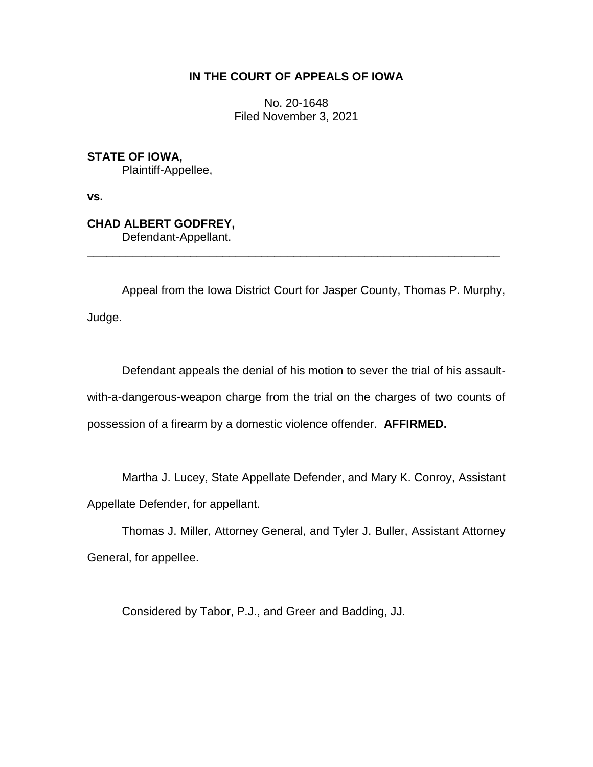**IN THE COURT OF APPEALS OF IOWA**

No. 20-1648
Filed November 3, 2021

**STATE OF IOWA,**
Plaintiff-Appellee,

**vs.**

**CHAD ALBERT GODFREY,**
Defendant-Appellant.

---

Appeal from the Iowa District Court for Jasper County, Thomas P. Murphy, Judge.

Defendant appeals the denial of his motion to sever the trial of his assault-with-a-dangerous-weapon charge from the trial on the charges of two counts of possession of a firearm by a domestic violence offender. **AFFIRMED.**

Martha J. Lucey, State Appellate Defender, and Mary K. Conroy, Assistant Appellate Defender, for appellant.

Thomas J. Miller, Attorney General, and Tyler J. Buller, Assistant Attorney General, for appellee.

Considered by Tabor, P.J., and Greer and Badding, JJ.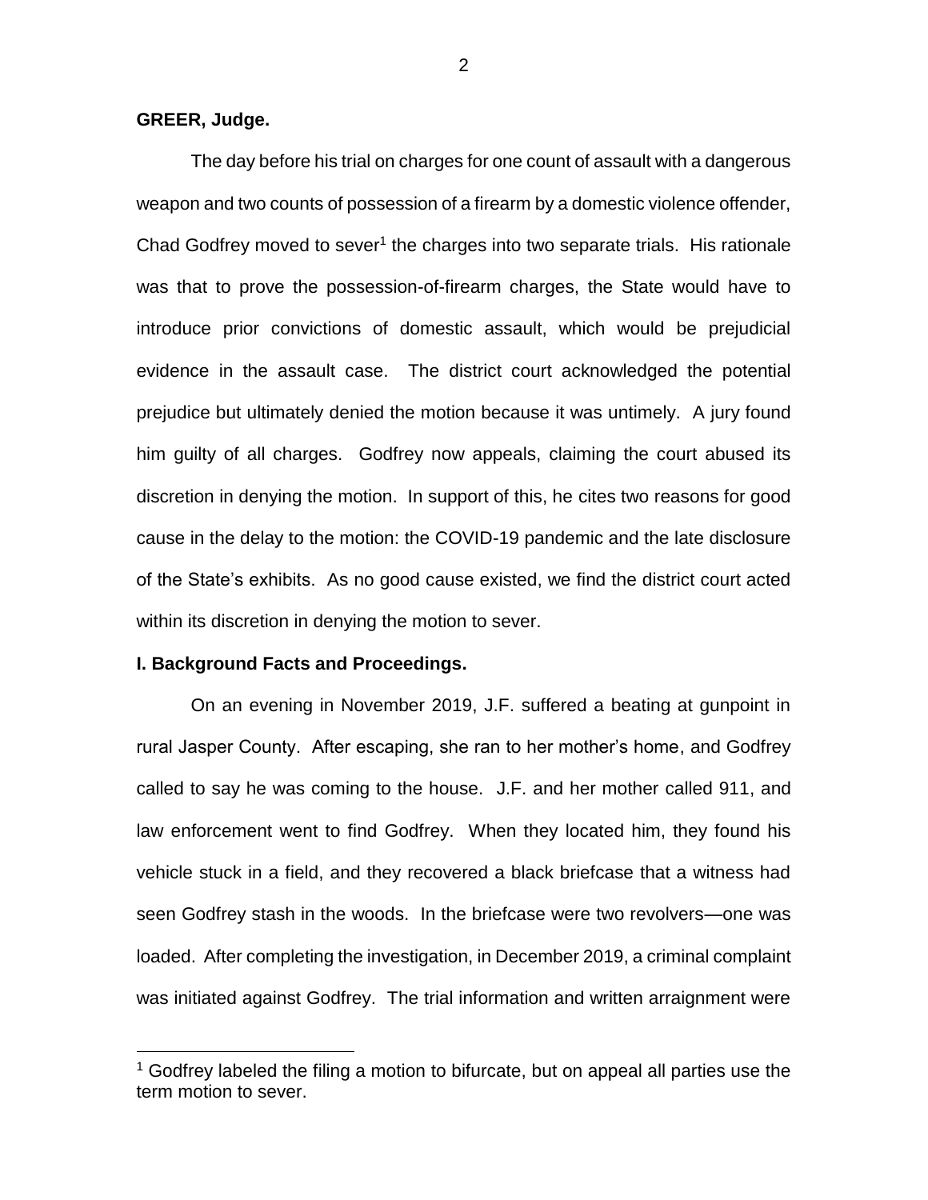**GREER, Judge.**

The day before his trial on charges for one count of assault with a dangerous weapon and two counts of possession of a firearm by a domestic violence offender, Chad Godfrey moved to sever[1] the charges into two separate trials. His rationale was that to prove the possession-of-firearm charges, the State would have to introduce prior convictions of domestic assault, which would be prejudicial evidence in the assault case. The district court acknowledged the potential prejudice but ultimately denied the motion because it was untimely. A jury found him guilty of all charges. Godfrey now appeals, claiming the court abused its discretion in denying the motion. In support of this, he cites two reasons for good cause in the delay to the motion: the COVID-19 pandemic and the late disclosure of the State's exhibits. As no good cause existed, we find the district court acted within its discretion in denying the motion to sever.

## I. Background Facts and Proceedings.

On an evening in November 2019, J.F. suffered a beating at gunpoint in rural Jasper County. After escaping, she ran to her mother's home, and Godfrey called to say he was coming to the house. J.F. and her mother called 911, and law enforcement went to find Godfrey. When they located him, they found his vehicle stuck in a field, and they recovered a black briefcase that a witness had seen Godfrey stash in the woods. In the briefcase were two revolvers—one was loaded. After completing the investigation, in December 2019, a criminal complaint was initiated against Godfrey. The trial information and written arraignment were

[1] Godfrey labeled the filing a motion to bifurcate, but on appeal all parties use the term motion to sever.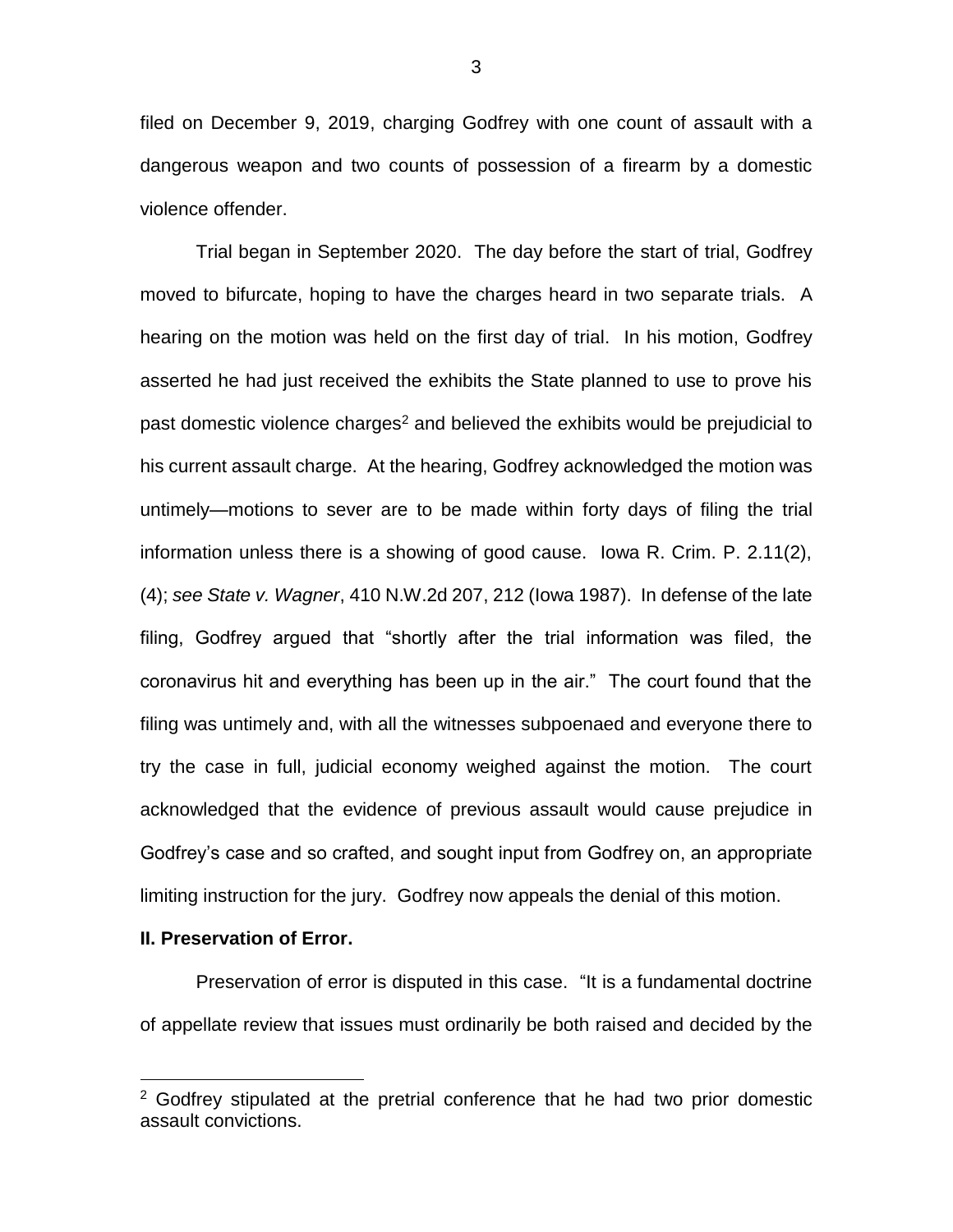filed on December 9, 2019, charging Godfrey with one count of assault with a dangerous weapon and two counts of possession of a firearm by a domestic violence offender.

Trial began in September 2020. The day before the start of trial, Godfrey moved to bifurcate, hoping to have the charges heard in two separate trials. A hearing on the motion was held on the first day of trial. In his motion, Godfrey asserted he had just received the exhibits the State planned to use to prove his past domestic violence charges[2] and believed the exhibits would be prejudicial to his current assault charge. At the hearing, Godfrey acknowledged the motion was untimely—motions to sever are to be made within forty days of filing the trial information unless there is a showing of good cause. Iowa R. Crim. P. 2.11(2), (4); *see State v. Wagner*, 410 N.W.2d 207, 212 (Iowa 1987). In defense of the late filing, Godfrey argued that "shortly after the trial information was filed, the coronavirus hit and everything has been up in the air." The court found that the filing was untimely and, with all the witnesses subpoenaed and everyone there to try the case in full, judicial economy weighed against the motion. The court acknowledged that the evidence of previous assault would cause prejudice in Godfrey's case and so crafted, and sought input from Godfrey on, an appropriate limiting instruction for the jury. Godfrey now appeals the denial of this motion.

## II. Preservation of Error.

Preservation of error is disputed in this case. "It is a fundamental doctrine of appellate review that issues must ordinarily be both raised and decided by the

---

[2] Godfrey stipulated at the pretrial conference that he had two prior domestic assault convictions.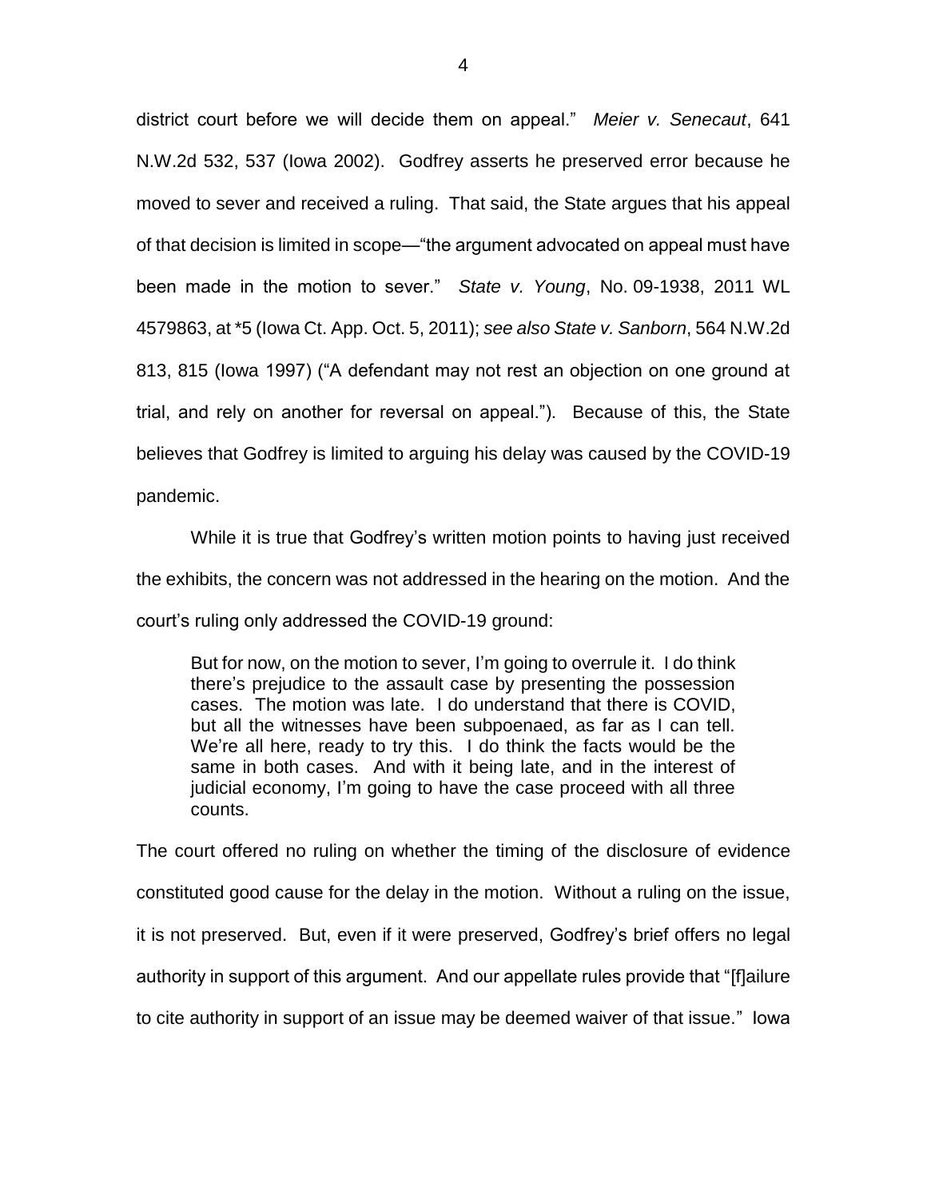district court before we will decide them on appeal." *Meier v. Senecaut*, 641 N.W.2d 532, 537 (Iowa 2002). Godfrey asserts he preserved error because he moved to sever and received a ruling. That said, the State argues that his appeal of that decision is limited in scope—"the argument advocated on appeal must have been made in the motion to sever." *State v. Young*, No. 09-1938, 2011 WL 4579863, at *5 (Iowa Ct. App. Oct. 5, 2011); *see also State v. Sanborn*, 564 N.W.2d 813, 815 (Iowa 1997) ("A defendant may not rest an objection on one ground at trial, and rely on another for reversal on appeal."). Because of this, the State believes that Godfrey is limited to arguing his delay was caused by the COVID-19 pandemic.

While it is true that Godfrey's written motion points to having just received the exhibits, the concern was not addressed in the hearing on the motion. And the court's ruling only addressed the COVID-19 ground:

> But for now, on the motion to sever, I'm going to overrule it. I do think there's prejudice to the assault case by presenting the possession cases. The motion was late. I do understand that there is COVID, but all the witnesses have been subpoenaed, as far as I can tell. We're all here, ready to try this. I do think the facts would be the same in both cases. And with it being late, and in the interest of judicial economy, I'm going to have the case proceed with all three counts.

The court offered no ruling on whether the timing of the disclosure of evidence constituted good cause for the delay in the motion. Without a ruling on the issue, it is not preserved. But, even if it were preserved, Godfrey's brief offers no legal authority in support of this argument. And our appellate rules provide that "[f]ailure to cite authority in support of an issue may be deemed waiver of that issue." Iowa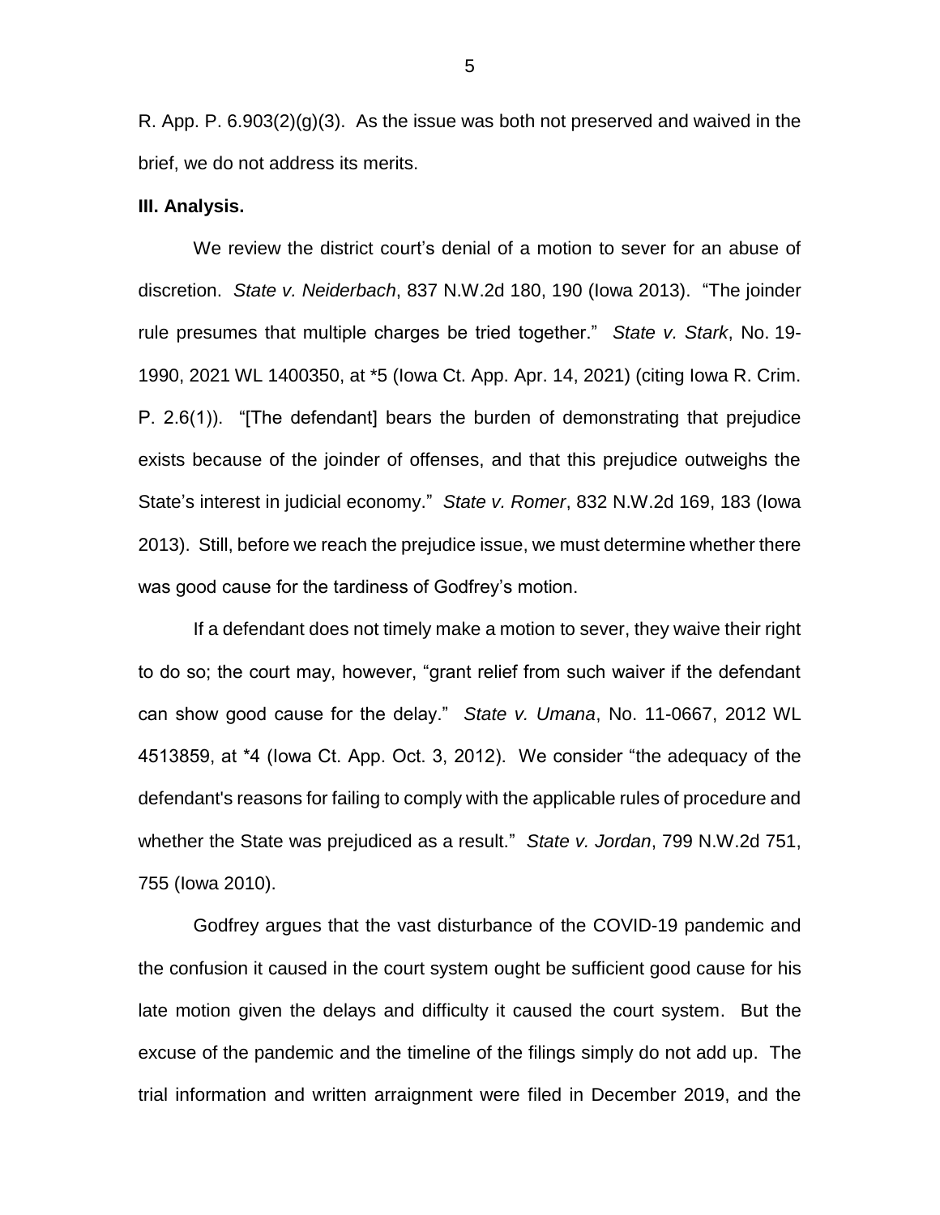R. App. P. 6.903(2)(g)(3). As the issue was both not preserved and waived in the brief, we do not address its merits.

**III. Analysis.**

We review the district court's denial of a motion to sever for an abuse of discretion. *State v. Neiderbach*, 837 N.W.2d 180, 190 (Iowa 2013). "The joinder rule presumes that multiple charges be tried together." *State v. Stark*, No. 19-1990, 2021 WL 1400350, at *5 (Iowa Ct. App. Apr. 14, 2021) (citing Iowa R. Crim. P. 2.6(1)). "[The defendant] bears the burden of demonstrating that prejudice exists because of the joinder of offenses, and that this prejudice outweighs the State's interest in judicial economy." *State v. Romer*, 832 N.W.2d 169, 183 (Iowa 2013). Still, before we reach the prejudice issue, we must determine whether there was good cause for the tardiness of Godfrey's motion.

If a defendant does not timely make a motion to sever, they waive their right to do so; the court may, however, "grant relief from such waiver if the defendant can show good cause for the delay." *State v. Umana*, No. 11-0667, 2012 WL 4513859, at *4 (Iowa Ct. App. Oct. 3, 2012). We consider "the adequacy of the defendant's reasons for failing to comply with the applicable rules of procedure and whether the State was prejudiced as a result." *State v. Jordan*, 799 N.W.2d 751, 755 (Iowa 2010).

Godfrey argues that the vast disturbance of the COVID-19 pandemic and the confusion it caused in the court system ought be sufficient good cause for his late motion given the delays and difficulty it caused the court system. But the excuse of the pandemic and the timeline of the filings simply do not add up. The trial information and written arraignment were filed in December 2019, and the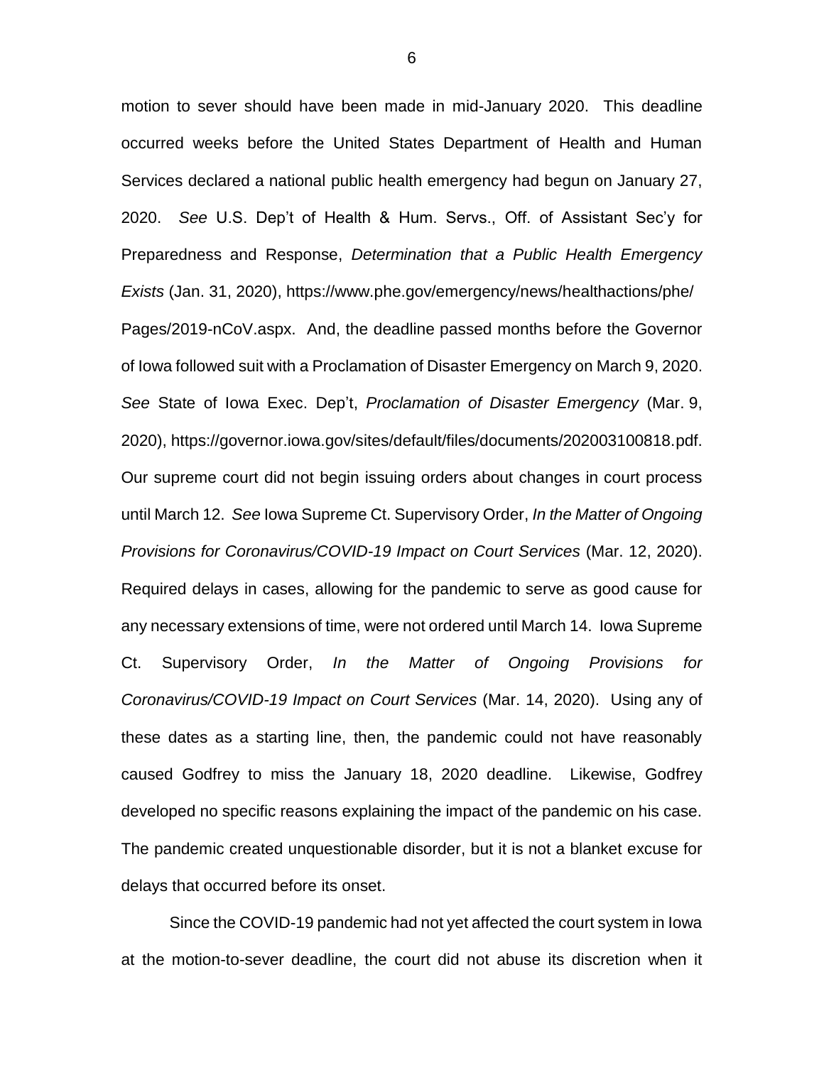motion to sever should have been made in mid-January 2020. This deadline occurred weeks before the United States Department of Health and Human Services declared a national public health emergency had begun on January 27, 2020. *See* U.S. Dep't of Health & Hum. Servs., Off. of Assistant Sec'y for Preparedness and Response, *Determination that a Public Health Emergency Exists* (Jan. 31, 2020), https://www.phe.gov/emergency/news/healthactions/phe/Pages/2019-nCoV.aspx. And, the deadline passed months before the Governor of Iowa followed suit with a Proclamation of Disaster Emergency on March 9, 2020. *See* State of Iowa Exec. Dep't, *Proclamation of Disaster Emergency* (Mar. 9, 2020), https://governor.iowa.gov/sites/default/files/documents/202003100818.pdf. Our supreme court did not begin issuing orders about changes in court process until March 12. *See* Iowa Supreme Ct. Supervisory Order, *In the Matter of Ongoing Provisions for Coronavirus/COVID-19 Impact on Court Services* (Mar. 12, 2020). Required delays in cases, allowing for the pandemic to serve as good cause for any necessary extensions of time, were not ordered until March 14. Iowa Supreme Ct. Supervisory Order, *In the Matter of Ongoing Provisions for Coronavirus/COVID-19 Impact on Court Services* (Mar. 14, 2020). Using any of these dates as a starting line, then, the pandemic could not have reasonably caused Godfrey to miss the January 18, 2020 deadline. Likewise, Godfrey developed no specific reasons explaining the impact of the pandemic on his case. The pandemic created unquestionable disorder, but it is not a blanket excuse for delays that occurred before its onset.

Since the COVID-19 pandemic had not yet affected the court system in Iowa at the motion-to-sever deadline, the court did not abuse its discretion when it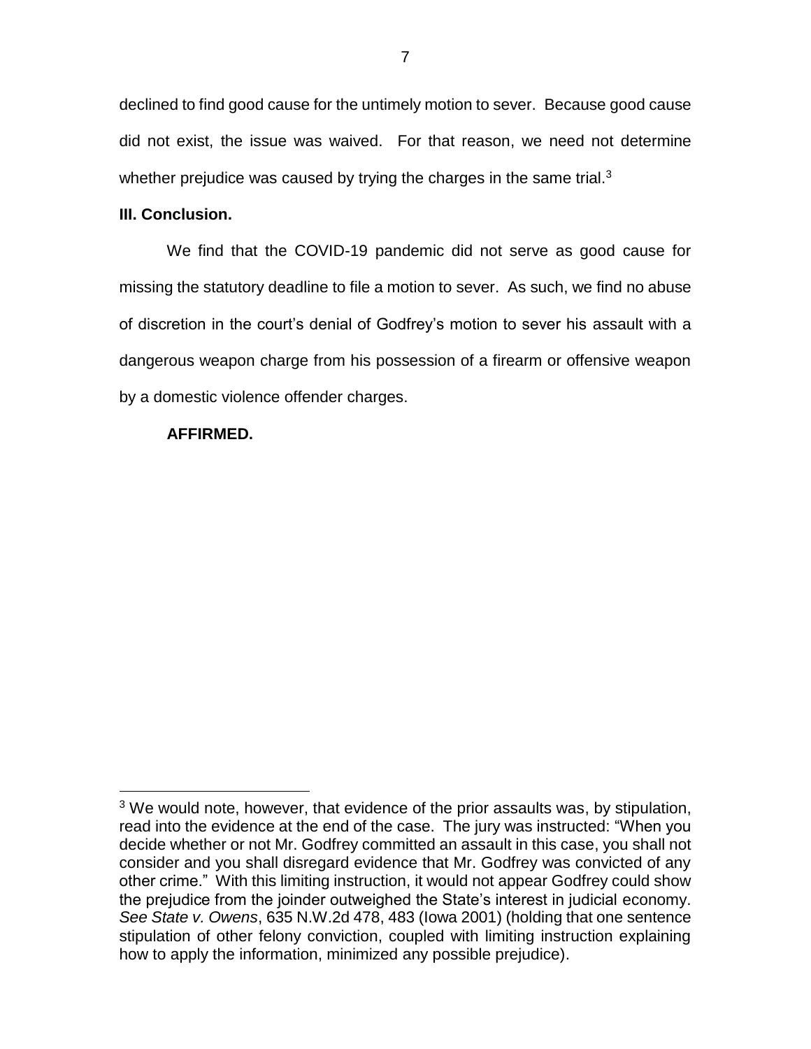declined to find good cause for the untimely motion to sever. Because good cause did not exist, the issue was waived. For that reason, we need not determine whether prejudice was caused by trying the charges in the same trial.[3]

### III. Conclusion.

We find that the COVID-19 pandemic did not serve as good cause for missing the statutory deadline to file a motion to sever. As such, we find no abuse of discretion in the court's denial of Godfrey's motion to sever his assault with a dangerous weapon charge from his possession of a firearm or offensive weapon by a domestic violence offender charges.

**AFFIRMED.**

---

[3] We would note, however, that evidence of the prior assaults was, by stipulation, read into the evidence at the end of the case. The jury was instructed: "When you decide whether or not Mr. Godfrey committed an assault in this case, you shall not consider and you shall disregard evidence that Mr. Godfrey was convicted of any other crime." With this limiting instruction, it would not appear Godfrey could show the prejudice from the joinder outweighed the State's interest in judicial economy. *See State v. Owens*, 635 N.W.2d 478, 483 (Iowa 2001) (holding that one sentence stipulation of other felony conviction, coupled with limiting instruction explaining how to apply the information, minimized any possible prejudice).